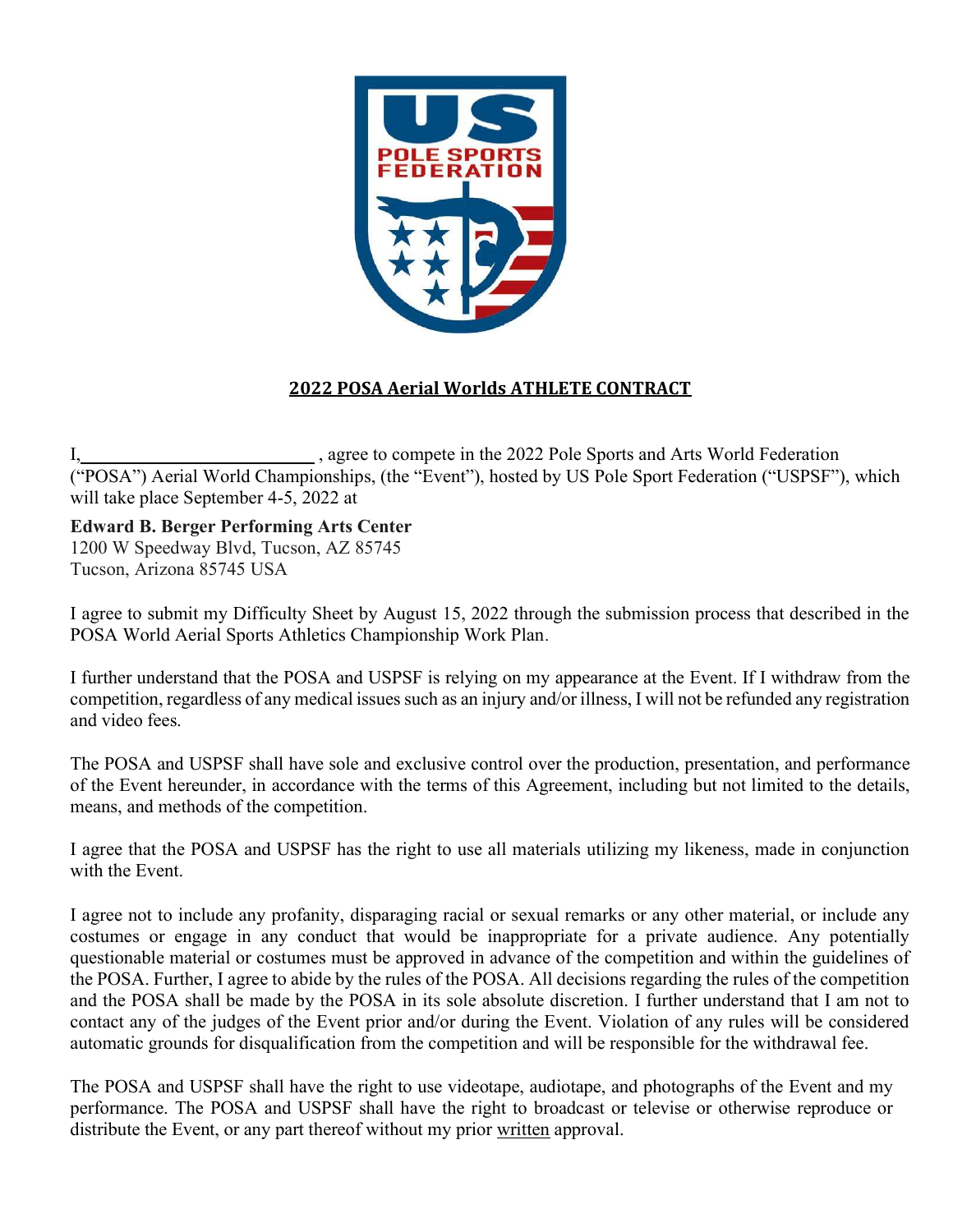## 2022 POSA Aerial Worlds ATHLETE CONTRACT

I,\_\_\_\_\_\_\_\_\_\_\_\_\_\_\_\_\_\_\_\_\_\_\_\_\_\_\_ , agree to compete in the 2022 Pole Sports and Arts World Federation ("POSA") Aerial World Championships, (the "Event"), hosted by US Pole Sport Federation ("USPSF"), which will take place September 4-5, 2022 at

**Edward B. Berger Performing Arts Center**
1200 W Speedway Blvd, Tucson, AZ 85745
Tucson, Arizona 85745 USA

I agree to submit my Difficulty Sheet by August 15, 2022 through the submission process that described in the POSA World Aerial Sports Athletics Championship Work Plan.

I further understand that the POSA and USPSF is relying on my appearance at the Event. If I withdraw from the competition, regardless of any medical issues such as an injury and/or illness, I will not be refunded any registration and video fees.

The POSA and USPSF shall have sole and exclusive control over the production, presentation, and performance of the Event hereunder, in accordance with the terms of this Agreement, including but not limited to the details, means, and methods of the competition.

I agree that the POSA and USPSF has the right to use all materials utilizing my likeness, made in conjunction with the Event.

I agree not to include any profanity, disparaging racial or sexual remarks or any other material, or include any costumes or engage in any conduct that would be inappropriate for a private audience. Any potentially questionable material or costumes must be approved in advance of the competition and within the guidelines of the POSA. Further, I agree to abide by the rules of the POSA. All decisions regarding the rules of the competition and the POSA shall be made by the POSA in its sole absolute discretion. I further understand that I am not to contact any of the judges of the Event prior and/or during the Event. Violation of any rules will be considered automatic grounds for disqualification from the competition and will be responsible for the withdrawal fee.

The POSA and USPSF shall have the right to use videotape, audiotape, and photographs of the Event and my performance. The POSA and USPSF shall have the right to broadcast or televise or otherwise reproduce or distribute the Event, or any part thereof without my prior written approval.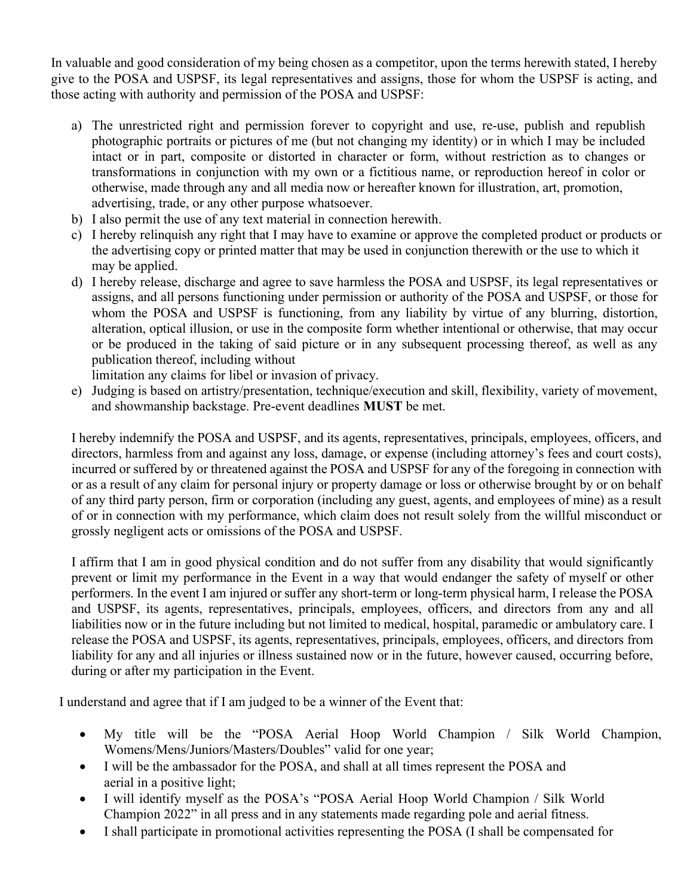In valuable and good consideration of my being chosen as a competitor, upon the terms herewith stated, I hereby give to the POSA and USPSF, its legal representatives and assigns, those for whom the USPSF is acting, and those acting with authority and permission of the POSA and USPSF:

a) The unrestricted right and permission forever to copyright and use, re-use, publish and republish photographic portraits or pictures of me (but not changing my identity) or in which I may be included intact or in part, composite or distorted in character or form, without restriction as to changes or transformations in conjunction with my own or a fictitious name, or reproduction hereof in color or otherwise, made through any and all media now or hereafter known for illustration, art, promotion, advertising, trade, or any other purpose whatsoever.
b) I also permit the use of any text material in connection herewith.
c) I hereby relinquish any right that I may have to examine or approve the completed product or products or the advertising copy or printed matter that may be used in conjunction therewith or the use to which it may be applied.
d) I hereby release, discharge and agree to save harmless the POSA and USPSF, its legal representatives or assigns, and all persons functioning under permission or authority of the POSA and USPSF, or those for whom the POSA and USPSF is functioning, from any liability by virtue of any blurring, distortion, alteration, optical illusion, or use in the composite form whether intentional or otherwise, that may occur or be produced in the taking of said picture or in any subsequent processing thereof, as well as any publication thereof, including without
limitation any claims for libel or invasion of privacy.
e) Judging is based on artistry/presentation, technique/execution and skill, flexibility, variety of movement, and showmanship backstage. Pre-event deadlines **MUST** be met.

I hereby indemnify the POSA and USPSF, and its agents, representatives, principals, employees, officers, and directors, harmless from and against any loss, damage, or expense (including attorney's fees and court costs), incurred or suffered by or threatened against the POSA and USPSF for any of the foregoing in connection with or as a result of any claim for personal injury or property damage or loss or otherwise brought by or on behalf of any third party person, firm or corporation (including any guest, agents, and employees of mine) as a result of or in connection with my performance, which claim does not result solely from the willful misconduct or grossly negligent acts or omissions of the POSA and USPSF.

I affirm that I am in good physical condition and do not suffer from any disability that would significantly prevent or limit my performance in the Event in a way that would endanger the safety of myself or other performers. In the event I am injured or suffer any short-term or long-term physical harm, I release the POSA and USPSF, its agents, representatives, principals, employees, officers, and directors from any and all liabilities now or in the future including but not limited to medical, hospital, paramedic or ambulatory care. I release the POSA and USPSF, its agents, representatives, principals, employees, officers, and directors from liability for any and all injuries or illness sustained now or in the future, however caused, occurring before, during or after my participation in the Event.

I understand and agree that if I am judged to be a winner of the Event that:

- My title will be the "POSA Aerial Hoop World Champion / Silk World Champion, Womens/Mens/Juniors/Masters/Doubles" valid for one year;
- I will be the ambassador for the POSA, and shall at all times represent the POSA and aerial in a positive light;
- I will identify myself as the POSA's "POSA Aerial Hoop World Champion / Silk World Champion 2022" in all press and in any statements made regarding pole and aerial fitness.
- I shall participate in promotional activities representing the POSA (I shall be compensated for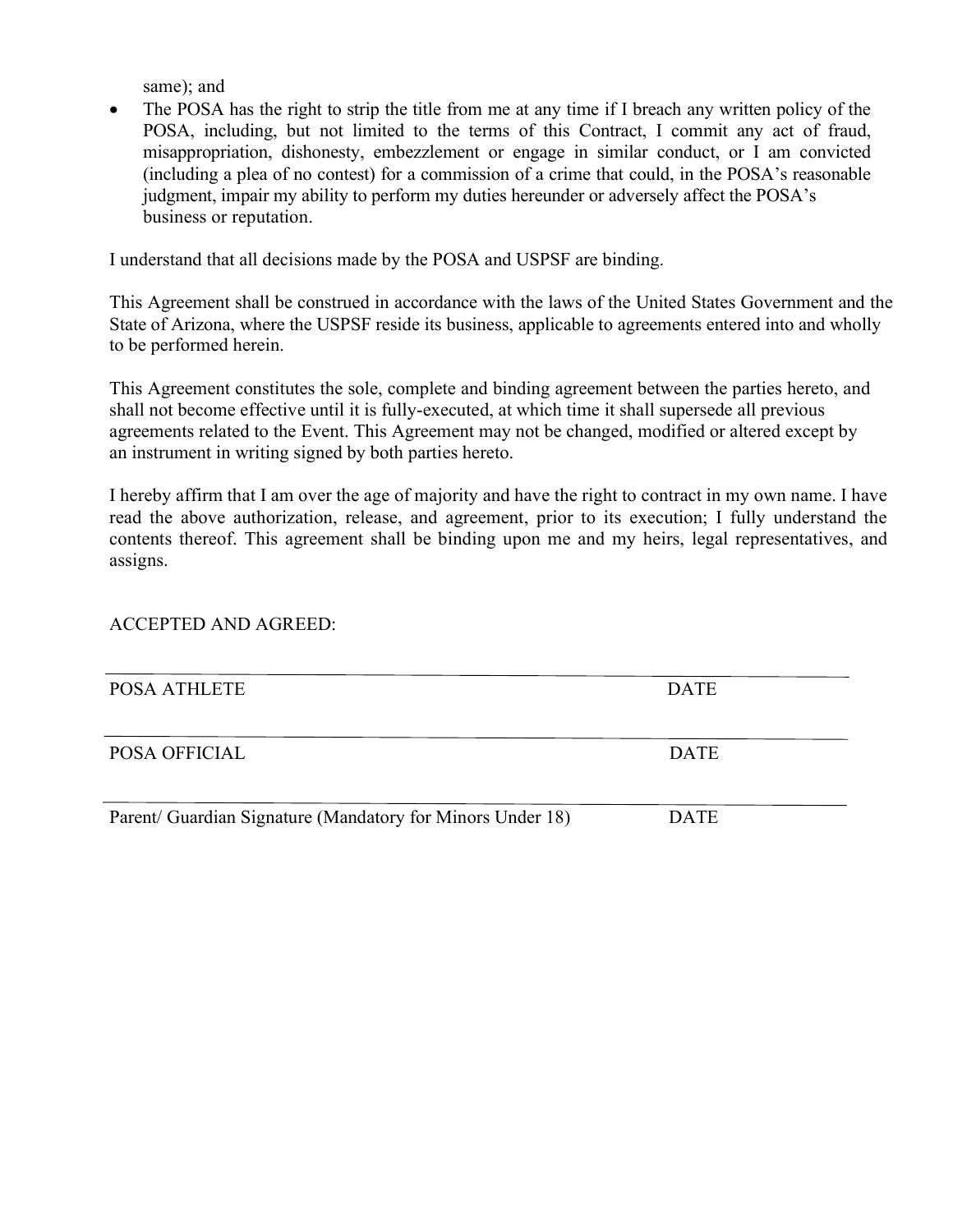same); and

- The POSA has the right to strip the title from me at any time if I breach any written policy of the POSA, including, but not limited to the terms of this Contract, I commit any act of fraud, misappropriation, dishonesty, embezzlement or engage in similar conduct, or I am convicted (including a plea of no contest) for a commission of a crime that could, in the POSA's reasonable judgment, impair my ability to perform my duties hereunder or adversely affect the POSA's business or reputation.

I understand that all decisions made by the POSA and USPSF are binding.

This Agreement shall be construed in accordance with the laws of the United States Government and the State of Arizona, where the USPSF reside its business, applicable to agreements entered into and wholly to be performed herein.

This Agreement constitutes the sole, complete and binding agreement between the parties hereto, and shall not become effective until it is fully-executed, at which time it shall supersede all previous agreements related to the Event. This Agreement may not be changed, modified or altered except by an instrument in writing signed by both parties hereto.

I hereby affirm that I am over the age of majority and have the right to contract in my own name. I have read the above authorization, release, and agreement, prior to its execution; I fully understand the contents thereof. This agreement shall be binding upon me and my heirs, legal representatives, and assigns.

ACCEPTED AND AGREED:

______________________________________________________________________

POSA ATHLETE DATE

______________________________________________________________________

POSA OFFICIAL DATE

______________________________________________________________________

Parent/ Guardian Signature (Mandatory for Minors Under 18) DATE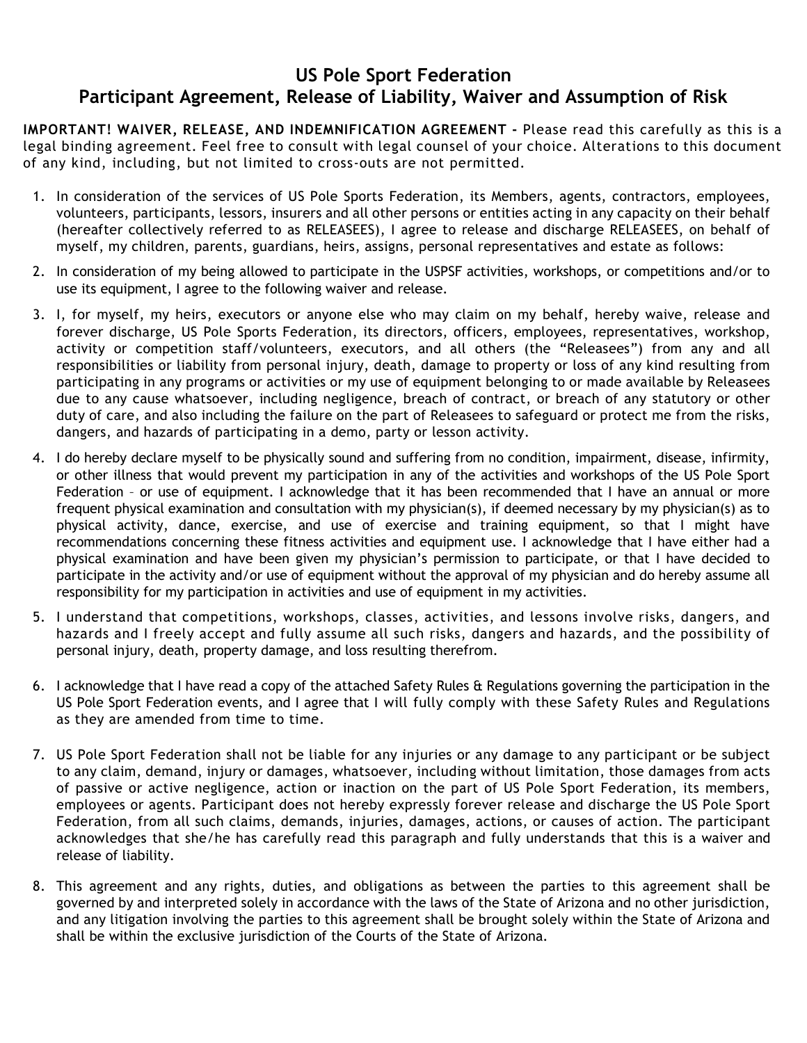# US Pole Sport Federation
## Participant Agreement, Release of Liability, Waiver and Assumption of Risk

**IMPORTANT! WAIVER, RELEASE, AND INDEMNIFICATION AGREEMENT -** Please read this carefully as this is a legal binding agreement. Feel free to consult with legal counsel of your choice. Alterations to this document of any kind, including, but not limited to cross-outs are not permitted.

1. In consideration of the services of US Pole Sports Federation, its Members, agents, contractors, employees, volunteers, participants, lessors, insurers and all other persons or entities acting in any capacity on their behalf (hereafter collectively referred to as RELEASEES), I agree to release and discharge RELEASEES, on behalf of myself, my children, parents, guardians, heirs, assigns, personal representatives and estate as follows:
2. In consideration of my being allowed to participate in the USPSF activities, workshops, or competitions and/or to use its equipment, I agree to the following waiver and release.
3. I, for myself, my heirs, executors or anyone else who may claim on my behalf, hereby waive, release and forever discharge, US Pole Sports Federation, its directors, officers, employees, representatives, workshop, activity or competition staff/volunteers, executors, and all others (the "Releasees") from any and all responsibilities or liability from personal injury, death, damage to property or loss of any kind resulting from participating in any programs or activities or my use of equipment belonging to or made available by Releasees due to any cause whatsoever, including negligence, breach of contract, or breach of any statutory or other duty of care, and also including the failure on the part of Releasees to safeguard or protect me from the risks, dangers, and hazards of participating in a demo, party or lesson activity.
4. I do hereby declare myself to be physically sound and suffering from no condition, impairment, disease, infirmity, or other illness that would prevent my participation in any of the activities and workshops of the US Pole Sport Federation – or use of equipment. I acknowledge that it has been recommended that I have an annual or more frequent physical examination and consultation with my physician(s), if deemed necessary by my physician(s) as to physical activity, dance, exercise, and use of exercise and training equipment, so that I might have recommendations concerning these fitness activities and equipment use. I acknowledge that I have either had a physical examination and have been given my physician's permission to participate, or that I have decided to participate in the activity and/or use of equipment without the approval of my physician and do hereby assume all responsibility for my participation in activities and use of equipment in my activities.
5. I understand that competitions, workshops, classes, activities, and lessons involve risks, dangers, and hazards and I freely accept and fully assume all such risks, dangers and hazards, and the possibility of personal injury, death, property damage, and loss resulting therefrom.
6. I acknowledge that I have read a copy of the attached Safety Rules & Regulations governing the participation in the US Pole Sport Federation events, and I agree that I will fully comply with these Safety Rules and Regulations as they are amended from time to time.
7. US Pole Sport Federation shall not be liable for any injuries or any damage to any participant or be subject to any claim, demand, injury or damages, whatsoever, including without limitation, those damages from acts of passive or active negligence, action or inaction on the part of US Pole Sport Federation, its members, employees or agents. Participant does not hereby expressly forever release and discharge the US Pole Sport Federation, from all such claims, demands, injuries, damages, actions, or causes of action. The participant acknowledges that she/he has carefully read this paragraph and fully understands that this is a waiver and release of liability.
8. This agreement and any rights, duties, and obligations as between the parties to this agreement shall be governed by and interpreted solely in accordance with the laws of the State of Arizona and no other jurisdiction, and any litigation involving the parties to this agreement shall be brought solely within the State of Arizona and shall be within the exclusive jurisdiction of the Courts of the State of Arizona.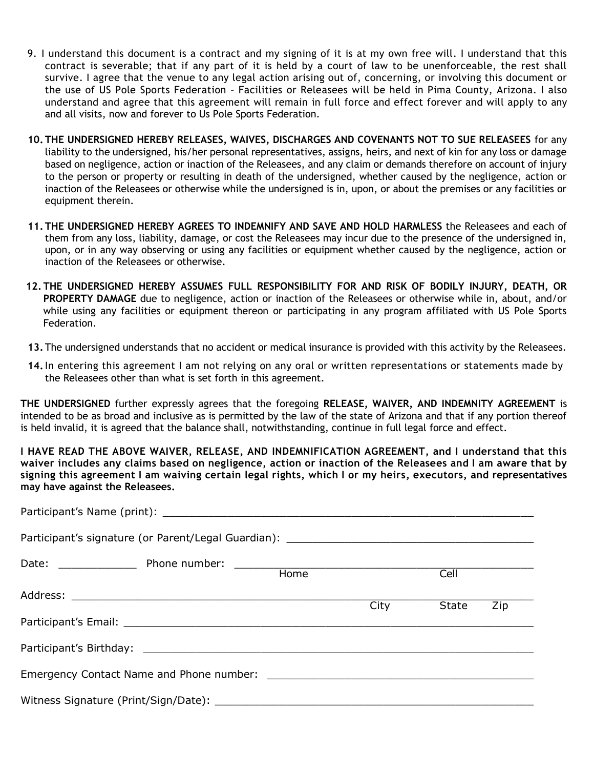9. I understand this document is a contract and my signing of it is at my own free will. I understand that this contract is severable; that if any part of it is held by a court of law to be unenforceable, the rest shall survive. I agree that the venue to any legal action arising out of, concerning, or involving this document or the use of US Pole Sports Federation – Facilities or Releasees will be held in Pima County, Arizona. I also understand and agree that this agreement will remain in full force and effect forever and will apply to any and all visits, now and forever to Us Pole Sports Federation.

10. **THE UNDERSIGNED HEREBY RELEASES, WAIVES, DISCHARGES AND COVENANTS NOT TO SUE RELEASEES** for any liability to the undersigned, his/her personal representatives, assigns, heirs, and next of kin for any loss or damage based on negligence, action or inaction of the Releasees, and any claim or demands therefore on account of injury to the person or property or resulting in death of the undersigned, whether caused by the negligence, action or inaction of the Releasees or otherwise while the undersigned is in, upon, or about the premises or any facilities or equipment therein.

11. **THE UNDERSIGNED HEREBY AGREES TO INDEMNIFY AND SAVE AND HOLD HARMLESS** the Releasees and each of them from any loss, liability, damage, or cost the Releasees may incur due to the presence of the undersigned in, upon, or in any way observing or using any facilities or equipment whether caused by the negligence, action or inaction of the Releasees or otherwise.

12. **THE UNDERSIGNED HEREBY ASSUMES FULL RESPONSIBILITY FOR AND RISK OF BODILY INJURY, DEATH, OR PROPERTY DAMAGE** due to negligence, action or inaction of the Releasees or otherwise while in, about, and/or while using any facilities or equipment thereon or participating in any program affiliated with US Pole Sports Federation.

13. The undersigned understands that no accident or medical insurance is provided with this activity by the Releasees.

14. In entering this agreement I am not relying on any oral or written representations or statements made by the Releasees other than what is set forth in this agreement.

**THE UNDERSIGNED** further expressly agrees that the foregoing **RELEASE, WAIVER, AND INDEMNITY AGREEMENT** is intended to be as broad and inclusive as is permitted by the law of the state of Arizona and that if any portion thereof is held invalid, it is agreed that the balance shall, notwithstanding, continue in full legal force and effect.

**I HAVE READ THE ABOVE WAIVER, RELEASE, AND INDEMNIFICATION AGREEMENT, and I understand that this waiver includes any claims based on negligence, action or inaction of the Releasees and I am aware that by signing this agreement I am waiving certain legal rights, which I or my heirs, executors, and representatives may have against the Releasees.**

Participant's Name (print): ____________________________________________

Participant's signature (or Parent/Legal Guardian): ____________________________

Date: ____________ Phone number: ________________________________________
Home                                             Cell

Address: ______________________________________________________________
City          State          Zip

Participant's Email: ____________________________________________________

Participant's Birthday: __________________________________________________

Emergency Contact Name and Phone number: _________________________________

Witness Signature (Print/Sign/Date): ______________________________________